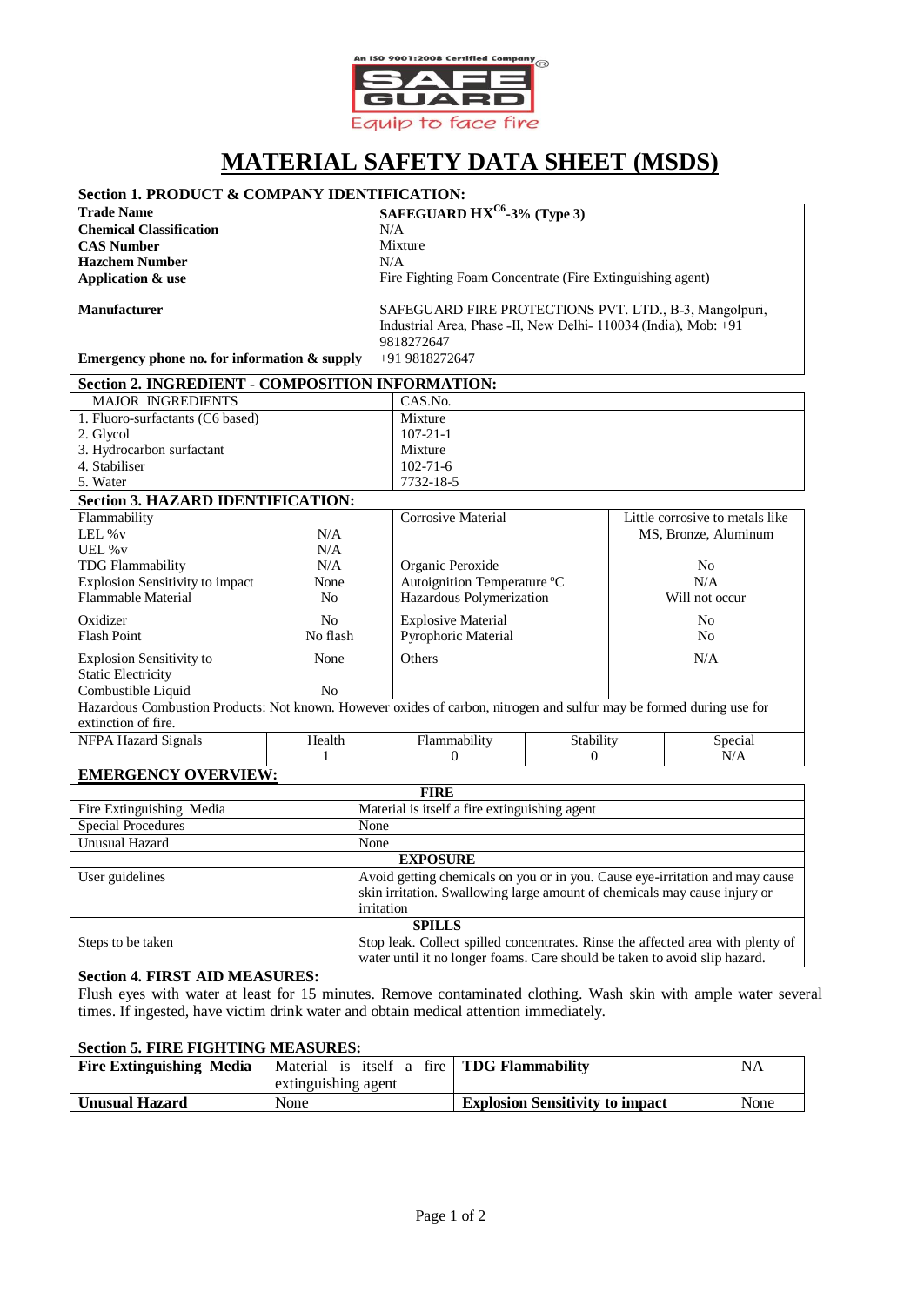An ISO 9001:2008 Certified Company

SAFE GUARD

Equip to face fire

# MATERIAL SAFETY DATA SHEET (MSDS)

## Section 1. PRODUCT & COMPANY IDENTIFICATION:

| | |
|---|---|
| **Trade Name** | **SAFEGUARD HX$^{C6}$-3% (Type 3)** |
| **Chemical Classification** | N/A |
| **CAS Number** | Mixture |
| **Hazchem Number** | N/A |
| **Application & use** | Fire Fighting Foam Concentrate (Fire Extinguishing agent) |
| **Manufacturer** | SAFEGUARD FIRE PROTECTIONS PVT. LTD., B-3, Mangolpuri, Industrial Area, Phase -II, New Delhi- 110034 (India), Mob: +91 9818272647 |
| **Emergency phone no. for information & supply** | +91 9818272647 |

## Section 2. INGREDIENT - COMPOSITION INFORMATION:

| MAJOR INGREDIENTS | CAS.No. |
|---|---|
| 1. Fluoro-surfactants (C6 based) | Mixture |
| 2. Glycol | 107-21-1 |
| 3. Hydrocarbon surfactant | Mixture |
| 4. Stabiliser | 102-71-6 |
| 5. Water | 7732-18-5 |

## Section 3. HAZARD IDENTIFICATION:

| | | | |
|---|---|---|---|
| Flammability | | Corrosive Material | Little corrosive to metals like MS, Bronze, Aluminum |
| LEL %v | N/A | | |
| UEL %v | N/A | | |
| TDG Flammability | N/A | Organic Peroxide | No |
| Explosion Sensitivity to impact | None | Autoignition Temperature °C | N/A |
| Flammable Material | No | Hazardous Polymerization | Will not occur |
| Oxidizer | No | Explosive Material | No |
| Flash Point | No flash | Pyrophoric Material | No |
| Explosion Sensitivity to Static Electricity | None | Others | N/A |
| Combustible Liquid | No | | |

Hazardous Combustion Products: Not known. However oxides of carbon, nitrogen and sulfur may be formed during use for extinction of fire.

| NFPA Hazard Signals | Health | Flammability | Stability | Special |
|---|---|---|---|---|
| | 1 | 0 | 0 | N/A |

### EMERGENCY OVERVIEW:

| | |
|---|---|
| **FIRE** | |
| Fire Extinguishing Media | Material is itself a fire extinguishing agent |
| Special Procedures | None |
| Unusual Hazard | None |
| **EXPOSURE** | |
| User guidelines | Avoid getting chemicals on you or in you. Cause eye-irritation and may cause skin irritation. Swallowing large amount of chemicals may cause injury or irritation |
| **SPILLS** | |
| Steps to be taken | Stop leak. Collect spilled concentrates. Rinse the affected area with plenty of water until it no longer foams. Care should be taken to avoid slip hazard. |

## Section 4. FIRST AID MEASURES:

Flush eyes with water at least for 15 minutes. Remove contaminated clothing. Wash skin with ample water several times. If ingested, have victim drink water and obtain medical attention immediately.

## Section 5. FIRE FIGHTING MEASURES:

| | | | |
|---|---|---|---|
| **Fire Extinguishing Media** | Material is itself a fire extinguishing agent | **TDG Flammability** | NA |
| **Unusual Hazard** | None | **Explosion Sensitivity to impact** | None |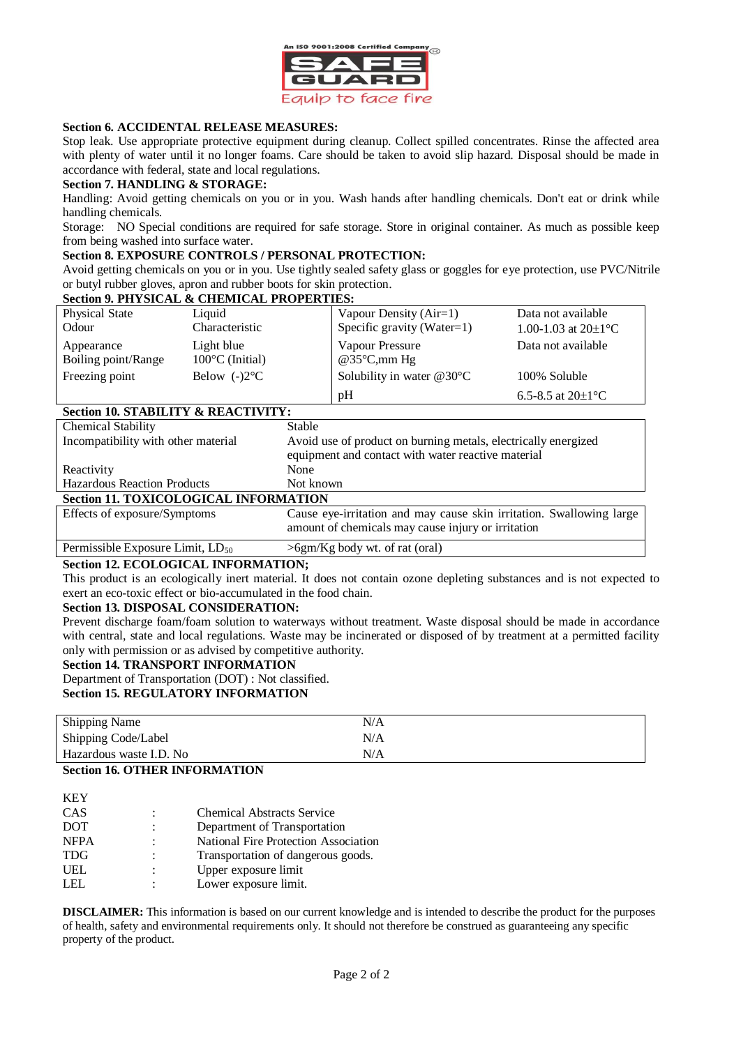**Section 6. ACCIDENTAL RELEASE MEASURES:**

Stop leak. Use appropriate protective equipment during cleanup. Collect spilled concentrates. Rinse the affected area with plenty of water until it no longer foams. Care should be taken to avoid slip hazard. Disposal should be made in accordance with federal, state and local regulations.

**Section 7. HANDLING & STORAGE:**

Handling: Avoid getting chemicals on you or in you. Wash hands after handling chemicals. Don't eat or drink while handling chemicals.

Storage: NO Special conditions are required for safe storage. Store in original container. As much as possible keep from being washed into surface water.

**Section 8. EXPOSURE CONTROLS / PERSONAL PROTECTION:**

Avoid getting chemicals on you or in you. Use tightly sealed safety glass or goggles for eye protection, use PVC/Nitrile or butyl rubber gloves, apron and rubber boots for skin protection.

**Section 9. PHYSICAL & CHEMICAL PROPERTIES:**

| | | | |
|---|---|---|---|
| Physical State | Liquid | Vapour Density (Air=1) | Data not available |
| Odour | Characteristic | Specific gravity (Water=1) | 1.00-1.03 at 20±1°C |
| Appearance | Light blue | Vapour Pressure @35°C,mm Hg | Data not available |
| Boiling point/Range | 100°C (Initial) | | |
| Freezing point | Below (-)2°C | Solubility in water @30°C | 100% Soluble |
| | | pH | 6.5-8.5 at 20±1°C |

**Section 10. STABILITY & REACTIVITY:**

| | |
|---|---|
| Chemical Stability | Stable |
| Incompatibility with other material | Avoid use of product on burning metals, electrically energized equipment and contact with water reactive material |
| Reactivity | None |
| Hazardous Reaction Products | Not known |

**Section 11. TOXICOLOGICAL INFORMATION**

| | |
|---|---|
| Effects of exposure/Symptoms | Cause eye-irritation and may cause skin irritation. Swallowing large amount of chemicals may cause injury or irritation |
| Permissible Exposure Limit, $LD_{50}$ | >6gm/Kg body wt. of rat (oral) |

**Section 12. ECOLOGICAL INFORMATION;**

This product is an ecologically inert material. It does not contain ozone depleting substances and is not expected to exert an eco-toxic effect or bio-accumulated in the food chain.

**Section 13. DISPOSAL CONSIDERATION:**

Prevent discharge foam/foam solution to waterways without treatment. Waste disposal should be made in accordance with central, state and local regulations. Waste may be incinerated or disposed of by treatment at a permitted facility only with permission or as advised by competitive authority.

**Section 14. TRANSPORT INFORMATION**

Department of Transportation (DOT) : Not classified.

**Section 15. REGULATORY INFORMATION**

| | |
|---|---|
| Shipping Name | N/A |
| Shipping Code/Label | N/A |
| Hazardous waste I.D. No | N/A |

**Section 16. OTHER INFORMATION**

KEY

| | | |
|---|---|---|
| CAS | : | Chemical Abstracts Service |
| DOT | : | Department of Transportation |
| NFPA | : | National Fire Protection Association |
| TDG | : | Transportation of dangerous goods. |
| UEL | : | Upper exposure limit |
| LEL | : | Lower exposure limit. |

**DISCLAIMER:** This information is based on our current knowledge and is intended to describe the product for the purposes of health, safety and environmental requirements only. It should not therefore be construed as guaranteeing any specific property of the product.